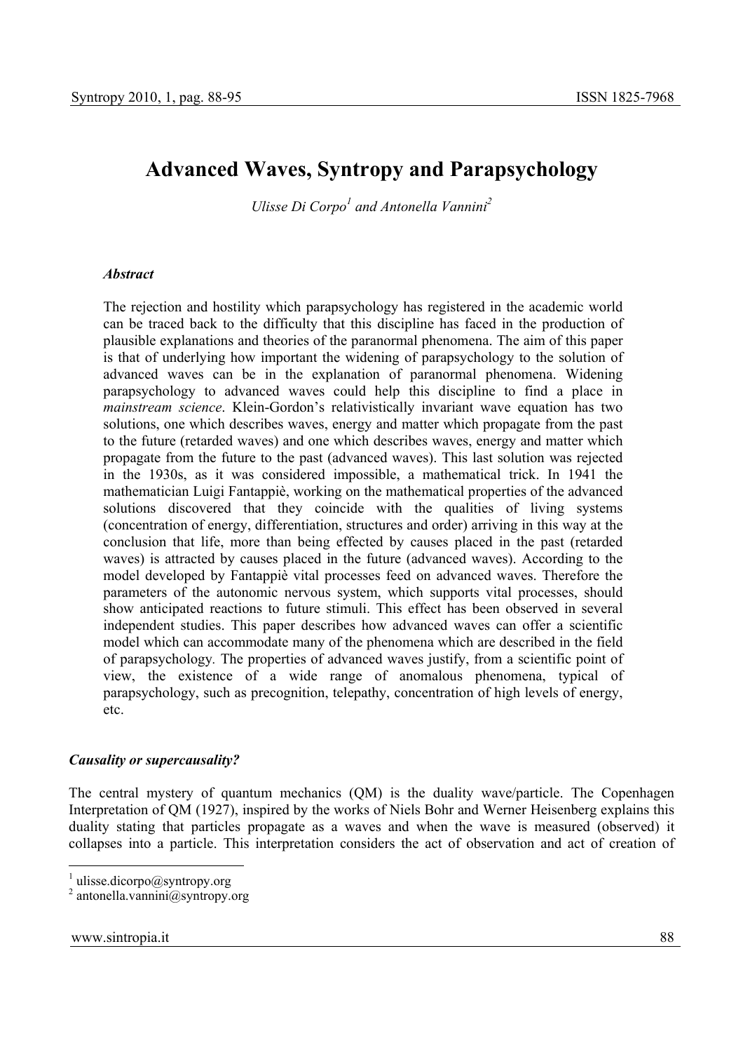# Advanced Waves, Syntropy and Parapsychology

*Ulisse Di Corpo*[1] *and Antonella Vannini*[2]

### *Abstract*

The rejection and hostility which parapsychology has registered in the academic world can be traced back to the difficulty that this discipline has faced in the production of plausible explanations and theories of the paranormal phenomena. The aim of this paper is that of underlying how important the widening of parapsychology to the solution of advanced waves can be in the explanation of paranormal phenomena. Widening parapsychology to advanced waves could help this discipline to find a place in *mainstream science*. Klein-Gordon's relativistically invariant wave equation has two solutions, one which describes waves, energy and matter which propagate from the past to the future (retarded waves) and one which describes waves, energy and matter which propagate from the future to the past (advanced waves). This last solution was rejected in the 1930s, as it was considered impossible, a mathematical trick. In 1941 the mathematician Luigi Fantappiè, working on the mathematical properties of the advanced solutions discovered that they coincide with the qualities of living systems (concentration of energy, differentiation, structures and order) arriving in this way at the conclusion that life, more than being effected by causes placed in the past (retarded waves) is attracted by causes placed in the future (advanced waves). According to the model developed by Fantappiè vital processes feed on advanced waves. Therefore the parameters of the autonomic nervous system, which supports vital processes, should show anticipated reactions to future stimuli. This effect has been observed in several independent studies. This paper describes how advanced waves can offer a scientific model which can accommodate many of the phenomena which are described in the field of parapsychology. The properties of advanced waves justify, from a scientific point of view, the existence of a wide range of anomalous phenomena, typical of parapsychology, such as precognition, telepathy, concentration of high levels of energy, etc.

## *Causality or supercausality?*

The central mystery of quantum mechanics (QM) is the duality wave/particle. The Copenhagen Interpretation of QM (1927), inspired by the works of Niels Bohr and Werner Heisenberg explains this duality stating that particles propagate as a waves and when the wave is measured (observed) it collapses into a particle. This interpretation considers the act of observation and act of creation of

---

[1] ulisse.dicorpo@syntropy.org

[2] antonella.vannini@syntropy.org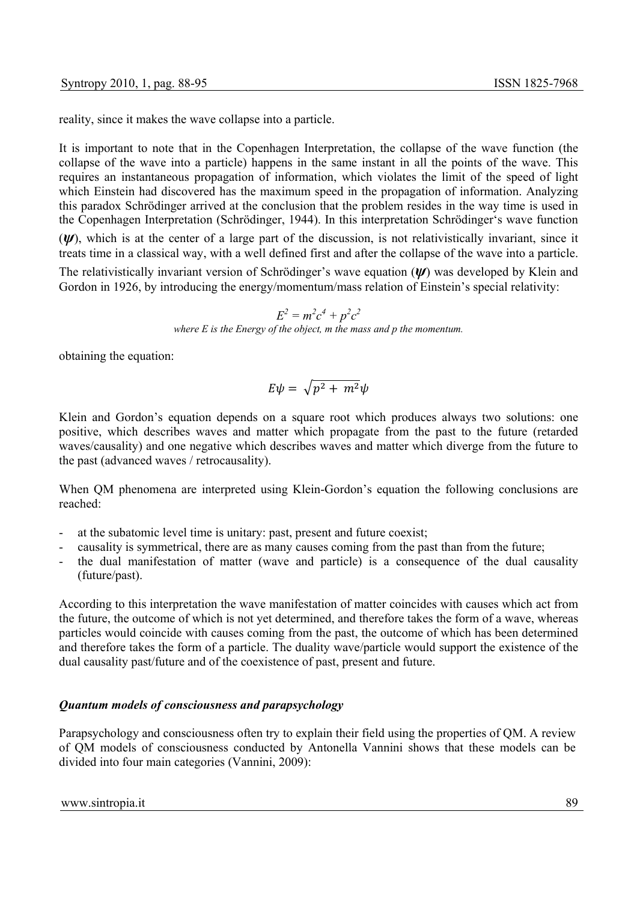reality, since it makes the wave collapse into a particle.

It is important to note that in the Copenhagen Interpretation, the collapse of the wave function (the collapse of the wave into a particle) happens in the same instant in all the points of the wave. This requires an instantaneous propagation of information, which violates the limit of the speed of light which Einstein had discovered has the maximum speed in the propagation of information. Analyzing this paradox Schrödinger arrived at the conclusion that the problem resides in the way time is used in the Copenhagen Interpretation (Schrödinger, 1944). In this interpretation Schrödinger's wave function (***ψ***), which is at the center of a large part of the discussion, is not relativistically invariant, since it treats time in a classical way, with a well defined first and after the collapse of the wave into a particle.

The relativistically invariant version of Schrödinger's wave equation (***ψ***) was developed by Klein and Gordon in 1926, by introducing the energy/momentum/mass relation of Einstein's special relativity:

$$E^2 = m^2c^4 + p^2c^2$$

*where E is the Energy of the object, m the mass and p the momentum.*

obtaining the equation:

$$E\psi = \sqrt{p^2 + m^2}\psi$$

Klein and Gordon's equation depends on a square root which produces always two solutions: one positive, which describes waves and matter which propagate from the past to the future (retarded waves/causality) and one negative which describes waves and matter which diverge from the future to the past (advanced waves / retrocausality).

When QM phenomena are interpreted using Klein-Gordon's equation the following conclusions are reached:

- at the subatomic level time is unitary: past, present and future coexist;
- causality is symmetrical, there are as many causes coming from the past than from the future;
- the dual manifestation of matter (wave and particle) is a consequence of the dual causality (future/past).

According to this interpretation the wave manifestation of matter coincides with causes which act from the future, the outcome of which is not yet determined, and therefore takes the form of a wave, whereas particles would coincide with causes coming from the past, the outcome of which has been determined and therefore takes the form of a particle. The duality wave/particle would support the existence of the dual causality past/future and of the coexistence of past, present and future.

***Quantum models of consciousness and parapsychology***

Parapsychology and consciousness often try to explain their field using the properties of QM. A review of QM models of consciousness conducted by Antonella Vannini shows that these models can be divided into four main categories (Vannini, 2009):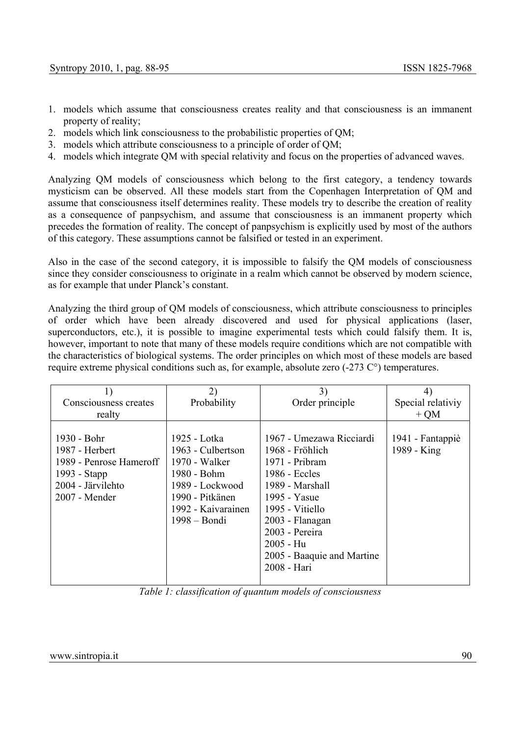1. models which assume that consciousness creates reality and that consciousness is an immanent property of reality;
2. models which link consciousness to the probabilistic properties of QM;
3. models which attribute consciousness to a principle of order of QM;
4. models which integrate QM with special relativity and focus on the properties of advanced waves.

Analyzing QM models of consciousness which belong to the first category, a tendency towards mysticism can be observed. All these models start from the Copenhagen Interpretation of QM and assume that consciousness itself determines reality. These models try to describe the creation of reality as a consequence of panpsychism, and assume that consciousness is an immanent property which precedes the formation of reality. The concept of panpsychism is explicitly used by most of the authors of this category. These assumptions cannot be falsified or tested in an experiment.

Also in the case of the second category, it is impossible to falsify the QM models of consciousness since they consider consciousness to originate in a realm which cannot be observed by modern science, as for example that under Planck's constant.

Analyzing the third group of QM models of consciousness, which attribute consciousness to principles of order which have been already discovered and used for physical applications (laser, superconductors, etc.), it is possible to imagine experimental tests which could falsify them. It is, however, important to note that many of these models require conditions which are not compatible with the characteristics of biological systems. The order principles on which most of these models are based require extreme physical conditions such as, for example, absolute zero (-273 C°) temperatures.

| 1) Consciousness creates realty | 2) Probability | 3) Order principle | 4) Special relativiy + QM |
|---|---|---|---|
| 1930 - Bohr<br>1987 - Herbert<br>1989 - Penrose Hameroff<br>1993 - Stapp<br>2004 - Järvilehto<br>2007 - Mender | 1925 - Lotka<br>1963 - Culbertson<br>1970 - Walker<br>1980 - Bohm<br>1989 - Lockwood<br>1990 - Pitkänen<br>1992 - Kaivarainen<br>1998 – Bondi | 1967 - Umezawa Ricciardi<br>1968 - Fröhlich<br>1971 - Pribram<br>1986 - Eccles<br>1989 - Marshall<br>1995 - Yasue<br>1995 - Vitiello<br>2003 - Flanagan<br>2003 - Pereira<br>2005 - Hu<br>2005 - Baaquie and Martine<br>2008 - Hari | 1941 - Fantappiè<br>1989 - King |

*Table 1: classification of quantum models of consciousness*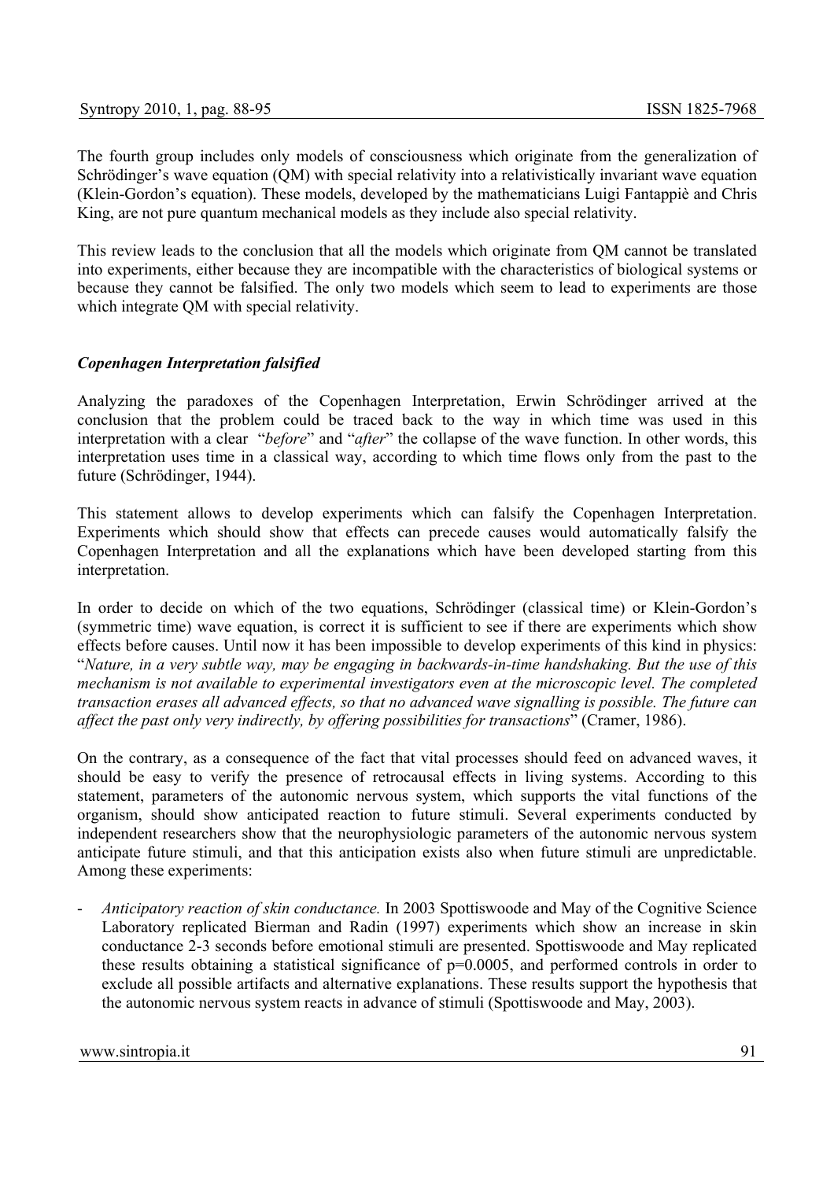The fourth group includes only models of consciousness which originate from the generalization of Schrödinger's wave equation (QM) with special relativity into a relativistically invariant wave equation (Klein-Gordon's equation). These models, developed by the mathematicians Luigi Fantappiè and Chris King, are not pure quantum mechanical models as they include also special relativity.

This review leads to the conclusion that all the models which originate from QM cannot be translated into experiments, either because they are incompatible with the characteristics of biological systems or because they cannot be falsified. The only two models which seem to lead to experiments are those which integrate QM with special relativity.

### *Copenhagen Interpretation falsified*

Analyzing the paradoxes of the Copenhagen Interpretation, Erwin Schrödinger arrived at the conclusion that the problem could be traced back to the way in which time was used in this interpretation with a clear "*before*" and "*after*" the collapse of the wave function. In other words, this interpretation uses time in a classical way, according to which time flows only from the past to the future (Schrödinger, 1944).

This statement allows to develop experiments which can falsify the Copenhagen Interpretation. Experiments which should show that effects can precede causes would automatically falsify the Copenhagen Interpretation and all the explanations which have been developed starting from this interpretation.

In order to decide on which of the two equations, Schrödinger (classical time) or Klein-Gordon's (symmetric time) wave equation, is correct it is sufficient to see if there are experiments which show effects before causes. Until now it has been impossible to develop experiments of this kind in physics: "*Nature, in a very subtle way, may be engaging in backwards-in-time handshaking. But the use of this mechanism is not available to experimental investigators even at the microscopic level. The completed transaction erases all advanced effects, so that no advanced wave signalling is possible. The future can affect the past only very indirectly, by offering possibilities for transactions*" (Cramer, 1986).

On the contrary, as a consequence of the fact that vital processes should feed on advanced waves, it should be easy to verify the presence of retrocausal effects in living systems. According to this statement, parameters of the autonomic nervous system, which supports the vital functions of the organism, should show anticipated reaction to future stimuli. Several experiments conducted by independent researchers show that the neurophysiologic parameters of the autonomic nervous system anticipate future stimuli, and that this anticipation exists also when future stimuli are unpredictable. Among these experiments:

- *Anticipatory reaction of skin conductance.* In 2003 Spottiswoode and May of the Cognitive Science Laboratory replicated Bierman and Radin (1997) experiments which show an increase in skin conductance 2-3 seconds before emotional stimuli are presented. Spottiswoode and May replicated these results obtaining a statistical significance of $p=0.0005$, and performed controls in order to exclude all possible artifacts and alternative explanations. These results support the hypothesis that the autonomic nervous system reacts in advance of stimuli (Spottiswoode and May, 2003).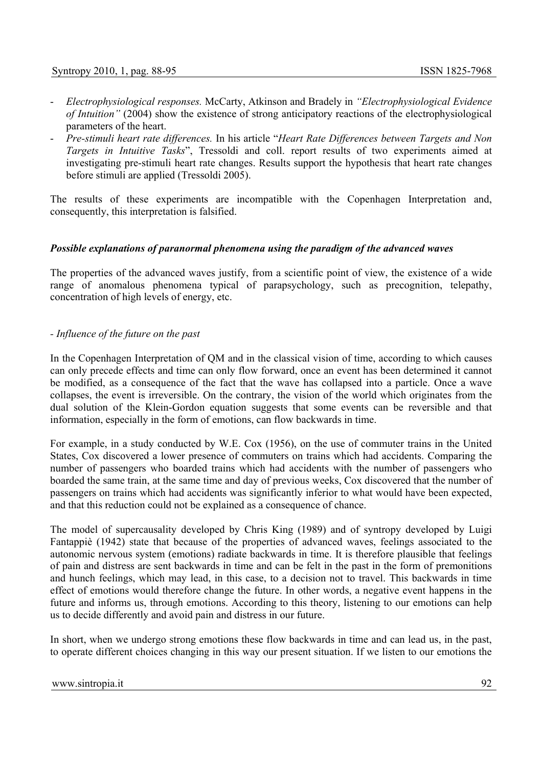- *Electrophysiological responses.* McCarty, Atkinson and Bradely in *"Electrophysiological Evidence of Intuition"* (2004) show the existence of strong anticipatory reactions of the electrophysiological parameters of the heart.
- *Pre-stimuli heart rate differences.* In his article "*Heart Rate Differences between Targets and Non Targets in Intuitive Tasks*", Tressoldi and coll. report results of two experiments aimed at investigating pre-stimuli heart rate changes. Results support the hypothesis that heart rate changes before stimuli are applied (Tressoldi 2005).

The results of these experiments are incompatible with the Copenhagen Interpretation and, consequently, this interpretation is falsified.

***Possible explanations of paranormal phenomena using the paradigm of the advanced waves***

The properties of the advanced waves justify, from a scientific point of view, the existence of a wide range of anomalous phenomena typical of parapsychology, such as precognition, telepathy, concentration of high levels of energy, etc.

*- Influence of the future on the past*

In the Copenhagen Interpretation of QM and in the classical vision of time, according to which causes can only precede effects and time can only flow forward, once an event has been determined it cannot be modified, as a consequence of the fact that the wave has collapsed into a particle. Once a wave collapses, the event is irreversible. On the contrary, the vision of the world which originates from the dual solution of the Klein-Gordon equation suggests that some events can be reversible and that information, especially in the form of emotions, can flow backwards in time.

For example, in a study conducted by W.E. Cox (1956), on the use of commuter trains in the United States, Cox discovered a lower presence of commuters on trains which had accidents. Comparing the number of passengers who boarded trains which had accidents with the number of passengers who boarded the same train, at the same time and day of previous weeks, Cox discovered that the number of passengers on trains which had accidents was significantly inferior to what would have been expected, and that this reduction could not be explained as a consequence of chance.

The model of supercausality developed by Chris King (1989) and of syntropy developed by Luigi Fantappiè (1942) state that because of the properties of advanced waves, feelings associated to the autonomic nervous system (emotions) radiate backwards in time. It is therefore plausible that feelings of pain and distress are sent backwards in time and can be felt in the past in the form of premonitions and hunch feelings, which may lead, in this case, to a decision not to travel. This backwards in time effect of emotions would therefore change the future. In other words, a negative event happens in the future and informs us, through emotions. According to this theory, listening to our emotions can help us to decide differently and avoid pain and distress in our future.

In short, when we undergo strong emotions these flow backwards in time and can lead us, in the past, to operate different choices changing in this way our present situation. If we listen to our emotions the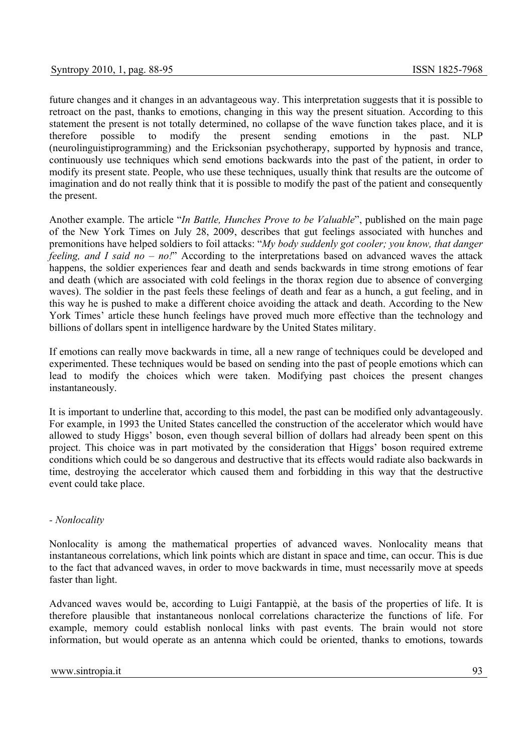future changes and it changes in an advantageous way. This interpretation suggests that it is possible to retroact on the past, thanks to emotions, changing in this way the present situation. According to this statement the present is not totally determined, no collapse of the wave function takes place, and it is therefore possible to modify the present sending emotions in the past. NLP (neurolinguistiprogramming) and the Ericksonian psychotherapy, supported by hypnosis and trance, continuously use techniques which send emotions backwards into the past of the patient, in order to modify its present state. People, who use these techniques, usually think that results are the outcome of imagination and do not really think that it is possible to modify the past of the patient and consequently the present.

Another example. The article "*In Battle, Hunches Prove to be Valuable*", published on the main page of the New York Times on July 28, 2009, describes that gut feelings associated with hunches and premonitions have helped soldiers to foil attacks: "*My body suddenly got cooler; you know, that danger feeling, and I said no – no!*" According to the interpretations based on advanced waves the attack happens, the soldier experiences fear and death and sends backwards in time strong emotions of fear and death (which are associated with cold feelings in the thorax region due to absence of converging waves). The soldier in the past feels these feelings of death and fear as a hunch, a gut feeling, and in this way he is pushed to make a different choice avoiding the attack and death. According to the New York Times' article these hunch feelings have proved much more effective than the technology and billions of dollars spent in intelligence hardware by the United States military.

If emotions can really move backwards in time, all a new range of techniques could be developed and experimented. These techniques would be based on sending into the past of people emotions which can lead to modify the choices which were taken. Modifying past choices the present changes instantaneously.

It is important to underline that, according to this model, the past can be modified only advantageously. For example, in 1993 the United States cancelled the construction of the accelerator which would have allowed to study Higgs' boson, even though several billion of dollars had already been spent on this project. This choice was in part motivated by the consideration that Higgs' boson required extreme conditions which could be so dangerous and destructive that its effects would radiate also backwards in time, destroying the accelerator which caused them and forbidding in this way that the destructive event could take place.

- *Nonlocality*

Nonlocality is among the mathematical properties of advanced waves. Nonlocality means that instantaneous correlations, which link points which are distant in space and time, can occur. This is due to the fact that advanced waves, in order to move backwards in time, must necessarily move at speeds faster than light.

Advanced waves would be, according to Luigi Fantappiè, at the basis of the properties of life. It is therefore plausible that instantaneous nonlocal correlations characterize the functions of life. For example, memory could establish nonlocal links with past events. The brain would not store information, but would operate as an antenna which could be oriented, thanks to emotions, towards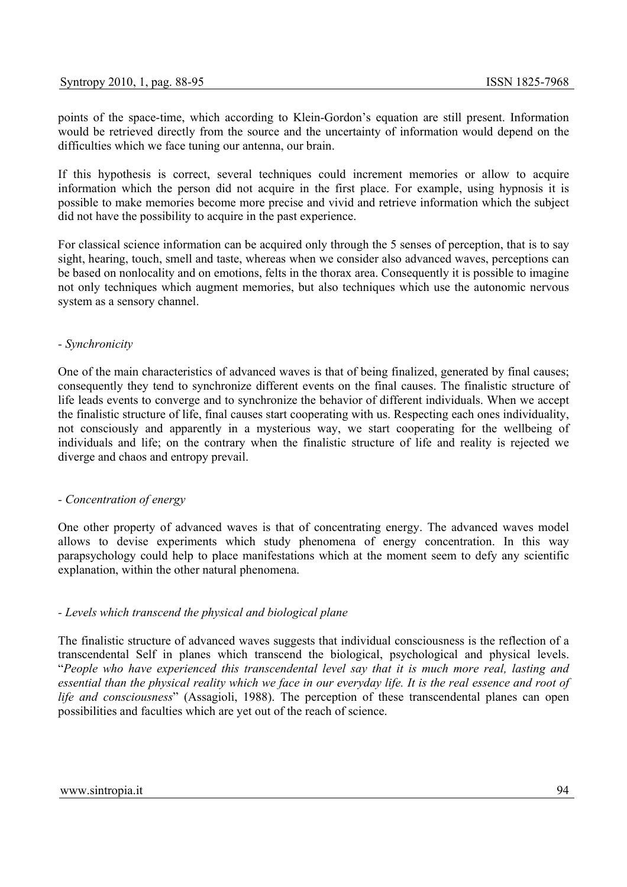points of the space-time, which according to Klein-Gordon's equation are still present. Information would be retrieved directly from the source and the uncertainty of information would depend on the difficulties which we face tuning our antenna, our brain.

If this hypothesis is correct, several techniques could increment memories or allow to acquire information which the person did not acquire in the first place. For example, using hypnosis it is possible to make memories become more precise and vivid and retrieve information which the subject did not have the possibility to acquire in the past experience.

For classical science information can be acquired only through the 5 senses of perception, that is to say sight, hearing, touch, smell and taste, whereas when we consider also advanced waves, perceptions can be based on nonlocality and on emotions, felts in the thorax area. Consequently it is possible to imagine not only techniques which augment memories, but also techniques which use the autonomic nervous system as a sensory channel.

### - *Synchronicity*

One of the main characteristics of advanced waves is that of being finalized, generated by final causes; consequently they tend to synchronize different events on the final causes. The finalistic structure of life leads events to converge and to synchronize the behavior of different individuals. When we accept the finalistic structure of life, final causes start cooperating with us. Respecting each ones individuality, not consciously and apparently in a mysterious way, we start cooperating for the wellbeing of individuals and life; on the contrary when the finalistic structure of life and reality is rejected we diverge and chaos and entropy prevail.

### - *Concentration of energy*

One other property of advanced waves is that of concentrating energy. The advanced waves model allows to devise experiments which study phenomena of energy concentration. In this way parapsychology could help to place manifestations which at the moment seem to defy any scientific explanation, within the other natural phenomena.

### - *Levels which transcend the physical and biological plane*

The finalistic structure of advanced waves suggests that individual consciousness is the reflection of a transcendental Self in planes which transcend the biological, psychological and physical levels. "*People who have experienced this transcendental level say that it is much more real, lasting and essential than the physical reality which we face in our everyday life. It is the real essence and root of life and consciousness*" (Assagioli, 1988). The perception of these transcendental planes can open possibilities and faculties which are yet out of the reach of science.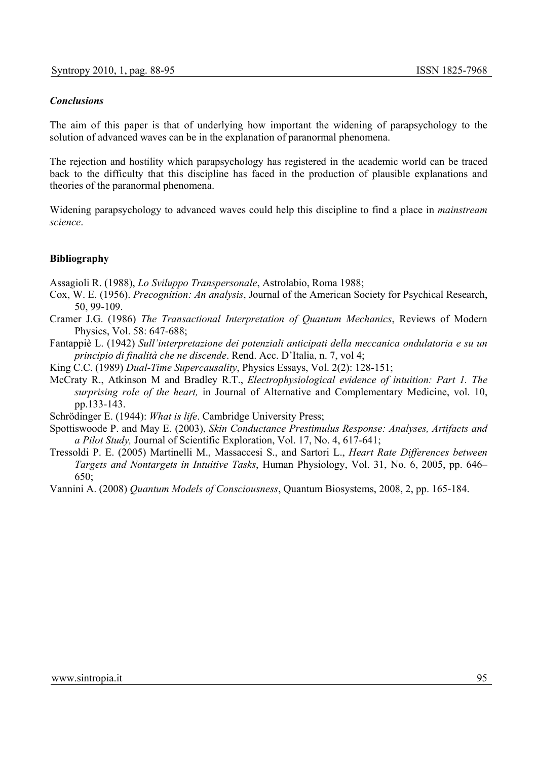***Conclusions***

The aim of this paper is that of underlying how important the widening of parapsychology to the solution of advanced waves can be in the explanation of paranormal phenomena.

The rejection and hostility which parapsychology has registered in the academic world can be traced back to the difficulty that this discipline has faced in the production of plausible explanations and theories of the paranormal phenomena.

Widening parapsychology to advanced waves could help this discipline to find a place in *mainstream science*.

**Bibliography**

Assagioli R. (1988), *Lo Sviluppo Transpersonale*, Astrolabio, Roma 1988;

Cox, W. E. (1956). *Precognition: An analysis*, Journal of the American Society for Psychical Research, 50, 99-109.

Cramer J.G. (1986) *The Transactional Interpretation of Quantum Mechanics*, Reviews of Modern Physics, Vol. 58: 647-688;

Fantappiè L. (1942) *Sull'interpretazione dei potenziali anticipati della meccanica ondulatoria e su un principio di finalità che ne discende*. Rend. Acc. D'Italia, n. 7, vol 4;

King C.C. (1989) *Dual-Time Supercausality*, Physics Essays, Vol. 2(2): 128-151;

McCraty R., Atkinson M and Bradley R.T., *Electrophysiological evidence of intuition: Part 1. The surprising role of the heart,* in Journal of Alternative and Complementary Medicine, vol. 10, pp.133-143.

Schrödinger E. (1944): *What is life*. Cambridge University Press;

Spottiswoode P. and May E. (2003), *Skin Conductance Prestimulus Response: Analyses, Artifacts and a Pilot Study,* Journal of Scientific Exploration, Vol. 17, No. 4, 617-641;

Tressoldi P. E. (2005) Martinelli M., Massaccesi S., and Sartori L., *Heart Rate Differences between Targets and Nontargets in Intuitive Tasks*, Human Physiology, Vol. 31, No. 6, 2005, pp. 646–650;

Vannini A. (2008) *Quantum Models of Consciousness*, Quantum Biosystems, 2008, 2, pp. 165-184.